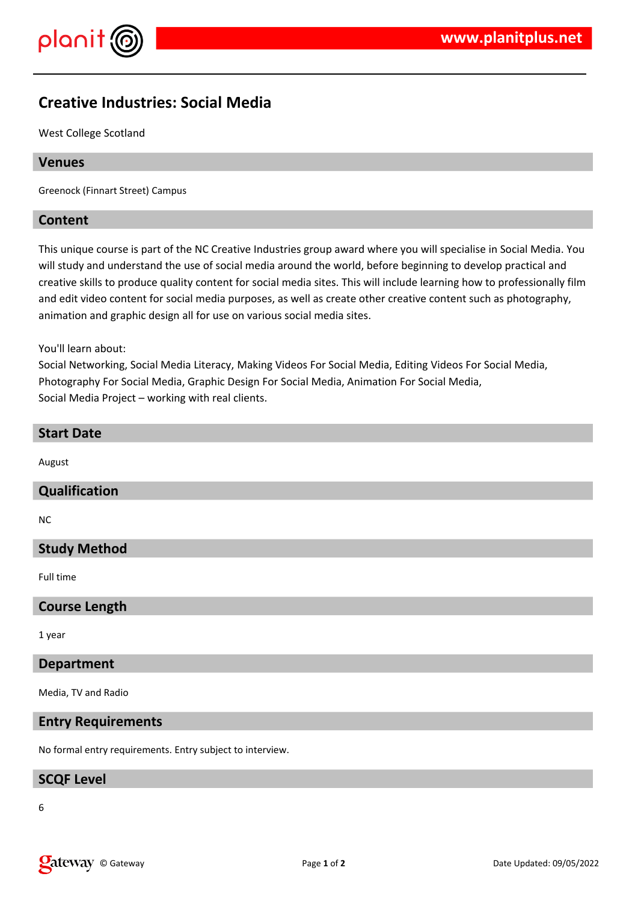# Creative Industries: Social Media

West College Scotland

## Venues

Greenock (Finnart Street) Campus

## Content

This unique course is part of the NC Creative Industries group award where you will specialise in Social Media. You will study and understand the use of social media around the world, before beginning to develop practical and creative skills to produce quality content for social media sites. This will include learning how to professionally film and edit video content for social media purposes, as well as create other creative content such as photography, animation and graphic design all for use on various social media sites.

You'll learn about:
Social Networking, Social Media Literacy, Making Videos For Social Media, Editing Videos For Social Media, Photography For Social Media, Graphic Design For Social Media, Animation For Social Media,
Social Media Project – working with real clients.

## Start Date

August

## Qualification

NC

## Study Method

Full time

## Course Length

1 year

## Department

Media, TV and Radio

## Entry Requirements

No formal entry requirements. Entry subject to interview.

## SCQF Level

6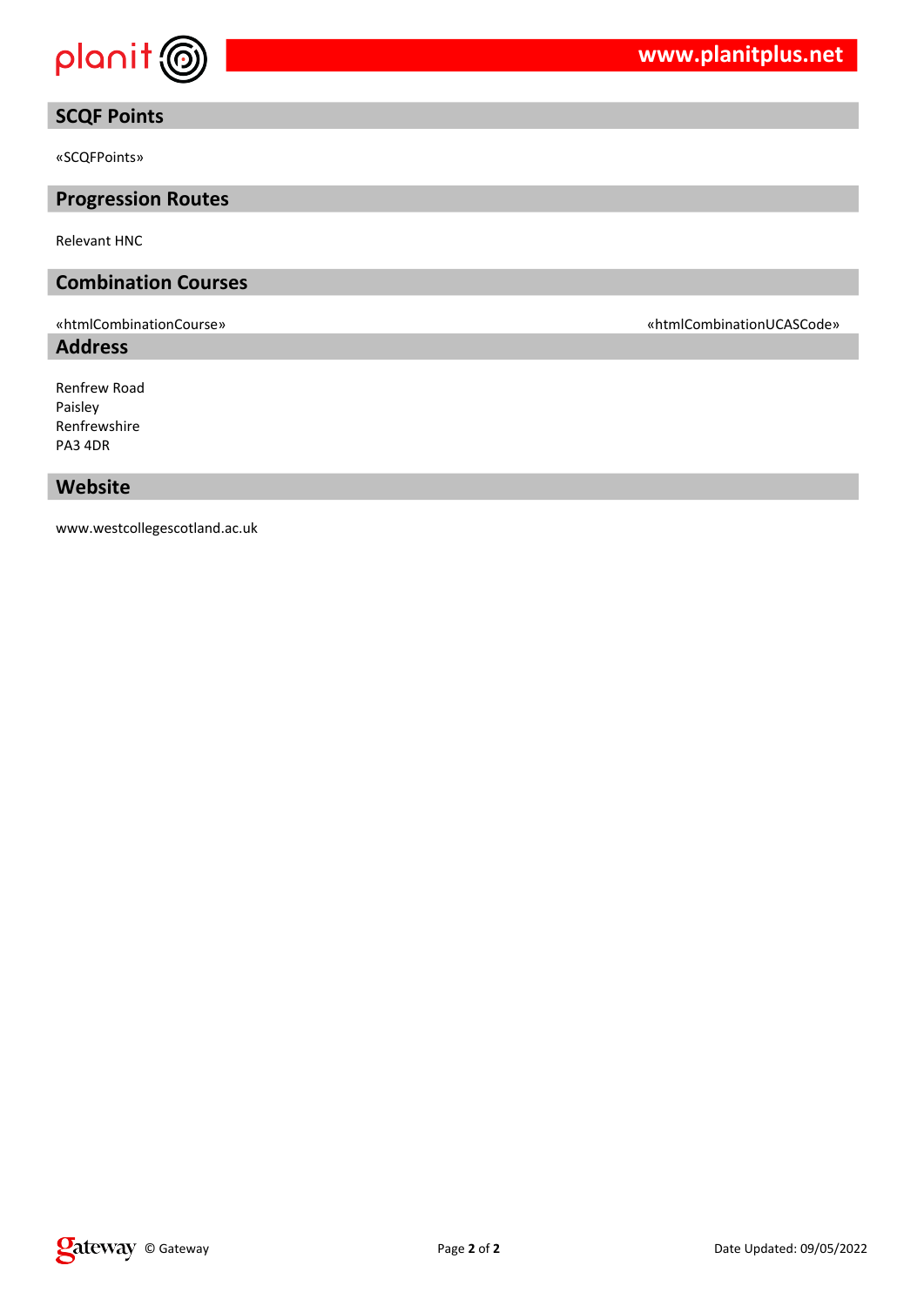## SCQF Points

«SCQFPoints»

## Progression Routes

Relevant HNC

## Combination Courses

«htmlCombinationCourse» «htmlCombinationUCASCode»

## Address

Renfrew Road
Paisley
Renfrewshire
PA3 4DR

## Website

www.westcollegescotland.ac.uk